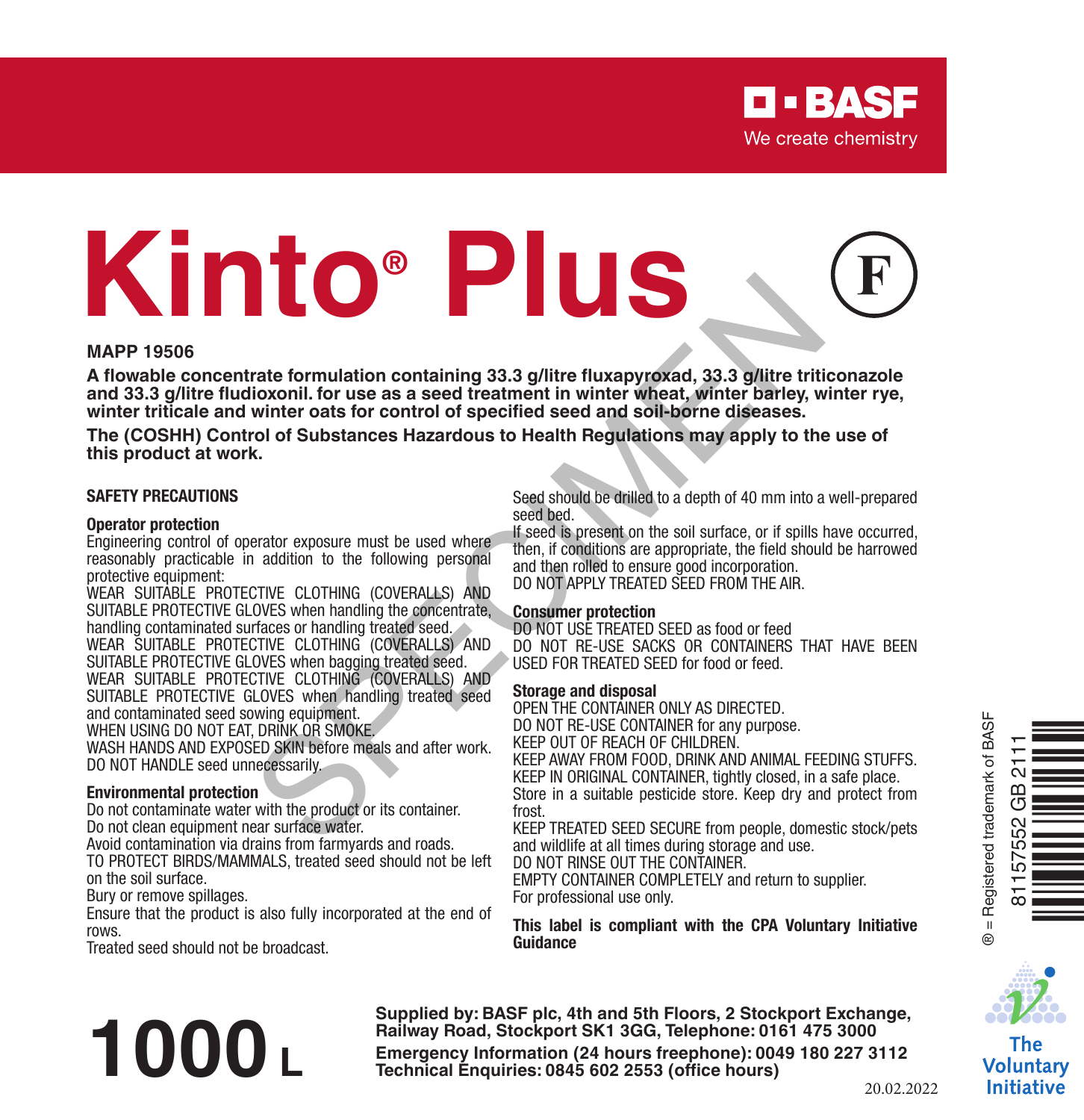BASF
We create chemistry

# Kinto® Plus

(F)

**MAPP 19506**

**A flowable concentrate formulation containing 33.3 g/litre fluxapyroxad, 33.3 g/litre triticonazole and 33.3 g/litre fludioxonil. for use as a seed treatment in winter wheat, winter barley, winter rye, winter triticale and winter oats for control of specified seed and soil-borne diseases.**

**The (COSHH) Control of Substances Hazardous to Health Regulations may apply to the use of this product at work.**

## SAFETY PRECAUTIONS

### Operator protection

Engineering control of operator exposure must be used where reasonably practicable in addition to the following personal protective equipment:

WEAR SUITABLE PROTECTIVE CLOTHING (COVERALLS) AND SUITABLE PROTECTIVE GLOVES when handling the concentrate, handling contaminated surfaces or handling treated seed.

WEAR SUITABLE PROTECTIVE CLOTHING (COVERALLS) AND SUITABLE PROTECTIVE GLOVES when bagging treated seed.

WEAR SUITABLE PROTECTIVE CLOTHING (COVERALLS) AND SUITABLE PROTECTIVE GLOVES when handling treated seed and contaminated seed sowing equipment.

WHEN USING DO NOT EAT, DRINK OR SMOKE.

WASH HANDS AND EXPOSED SKIN before meals and after work.

DO NOT HANDLE seed unnecessarily.

### Environmental protection

Do not contaminate water with the product or its container.

Do not clean equipment near surface water.

Avoid contamination via drains from farmyards and roads.

TO PROTECT BIRDS/MAMMALS, treated seed should not be left on the soil surface.

Bury or remove spillages.

Ensure that the product is also fully incorporated at the end of rows.

Treated seed should not be broadcast.

Seed should be drilled to a depth of 40 mm into a well-prepared seed bed.

If seed is present on the soil surface, or if spills have occurred, then, if conditions are appropriate, the field should be harrowed and then rolled to ensure good incorporation.

DO NOT APPLY TREATED SEED FROM THE AIR.

### Consumer protection

DO NOT USE TREATED SEED as food or feed

DO NOT RE-USE SACKS OR CONTAINERS THAT HAVE BEEN USED FOR TREATED SEED for food or feed.

### Storage and disposal

OPEN THE CONTAINER ONLY AS DIRECTED.

DO NOT RE-USE CONTAINER for any purpose.

KEEP OUT OF REACH OF CHILDREN.

KEEP AWAY FROM FOOD, DRINK AND ANIMAL FEEDING STUFFS.

KEEP IN ORIGINAL CONTAINER, tightly closed, in a safe place.

Store in a suitable pesticide store. Keep dry and protect from frost.

KEEP TREATED SEED SECURE from people, domestic stock/pets and wildlife at all times during storage and use.

DO NOT RINSE OUT THE CONTAINER.

EMPTY CONTAINER COMPLETELY and return to supplier.

For professional use only.

**This label is compliant with the CPA Voluntary Initiative Guidance**

® = Registered trademark of BASF

81157552 GB 2111

**1000 L**

**Supplied by: BASF plc, 4th and 5th Floors, 2 Stockport Exchange, Railway Road, Stockport SK1 3GG, Telephone: 0161 475 3000**

**Emergency Information (24 hours freephone): 0049 180 227 3112**

**Technical Enquiries: 0845 602 2553 (office hours)**

20.02.2022

The Voluntary Initiative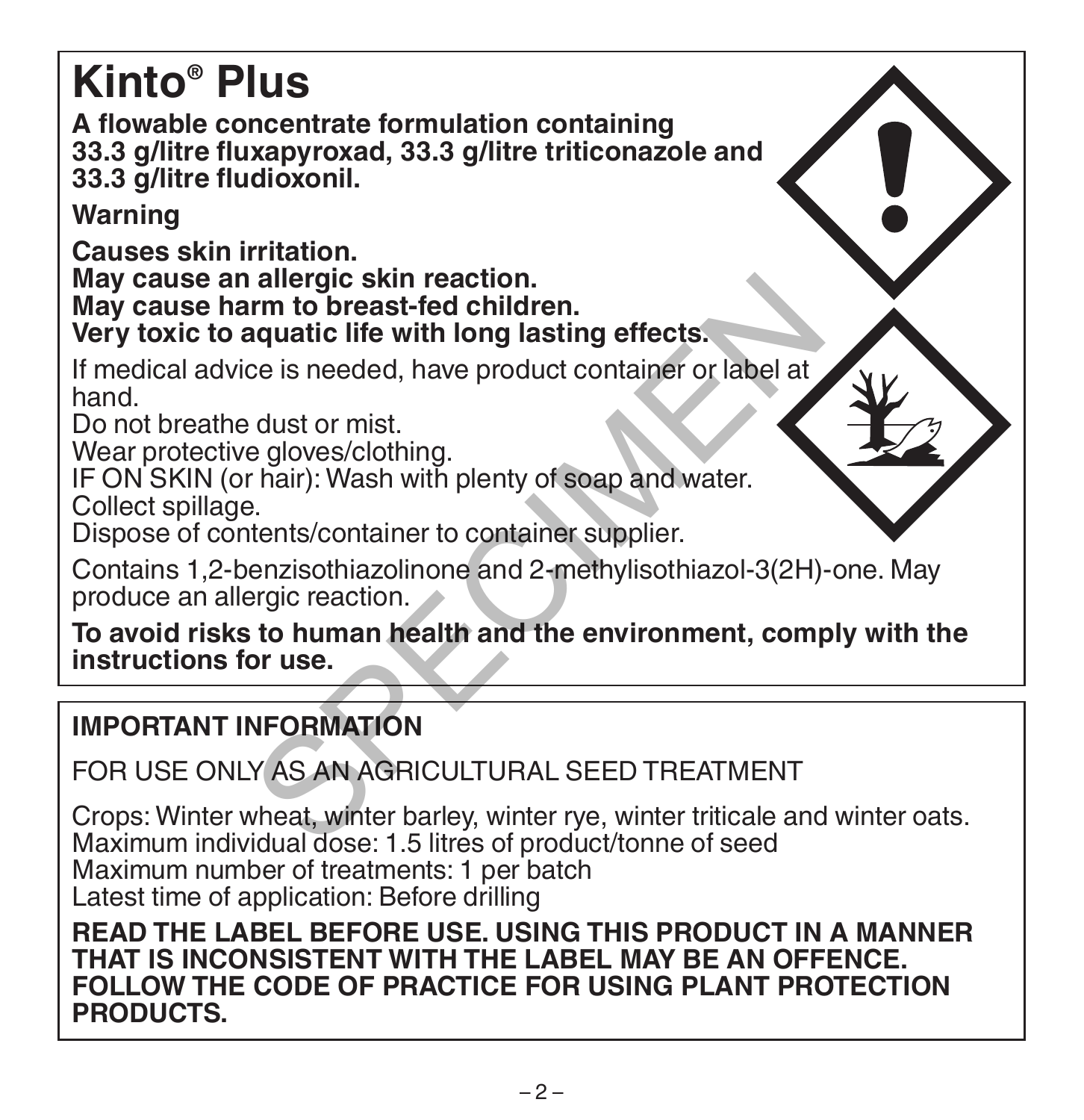# Kinto® Plus

**A flowable concentrate formulation containing 33.3 g/litre fluxapyroxad, 33.3 g/litre triticonazole and 33.3 g/litre fludioxonil.**

**Warning**

**Causes skin irritation.**
**May cause an allergic skin reaction.**
**May cause harm to breast-fed children.**
**Very toxic to aquatic life with long lasting effects.**

If medical advice is needed, have product container or label at hand.
Do not breathe dust or mist.
Wear protective gloves/clothing.
IF ON SKIN (or hair): Wash with plenty of soap and water.
Collect spillage.
Dispose of contents/container to container supplier.

Contains 1,2-benzisothiazolinone and 2-methylisothiazol-3(2H)-one. May produce an allergic reaction.

**To avoid risks to human health and the environment, comply with the instructions for use.**

## IMPORTANT INFORMATION

FOR USE ONLY AS AN AGRICULTURAL SEED TREATMENT

Crops: Winter wheat, winter barley, winter rye, winter triticale and winter oats.
Maximum individual dose: 1.5 litres of product/tonne of seed
Maximum number of treatments: 1 per batch
Latest time of application: Before drilling

**READ THE LABEL BEFORE USE. USING THIS PRODUCT IN A MANNER THAT IS INCONSISTENT WITH THE LABEL MAY BE AN OFFENCE. FOLLOW THE CODE OF PRACTICE FOR USING PLANT PROTECTION PRODUCTS.**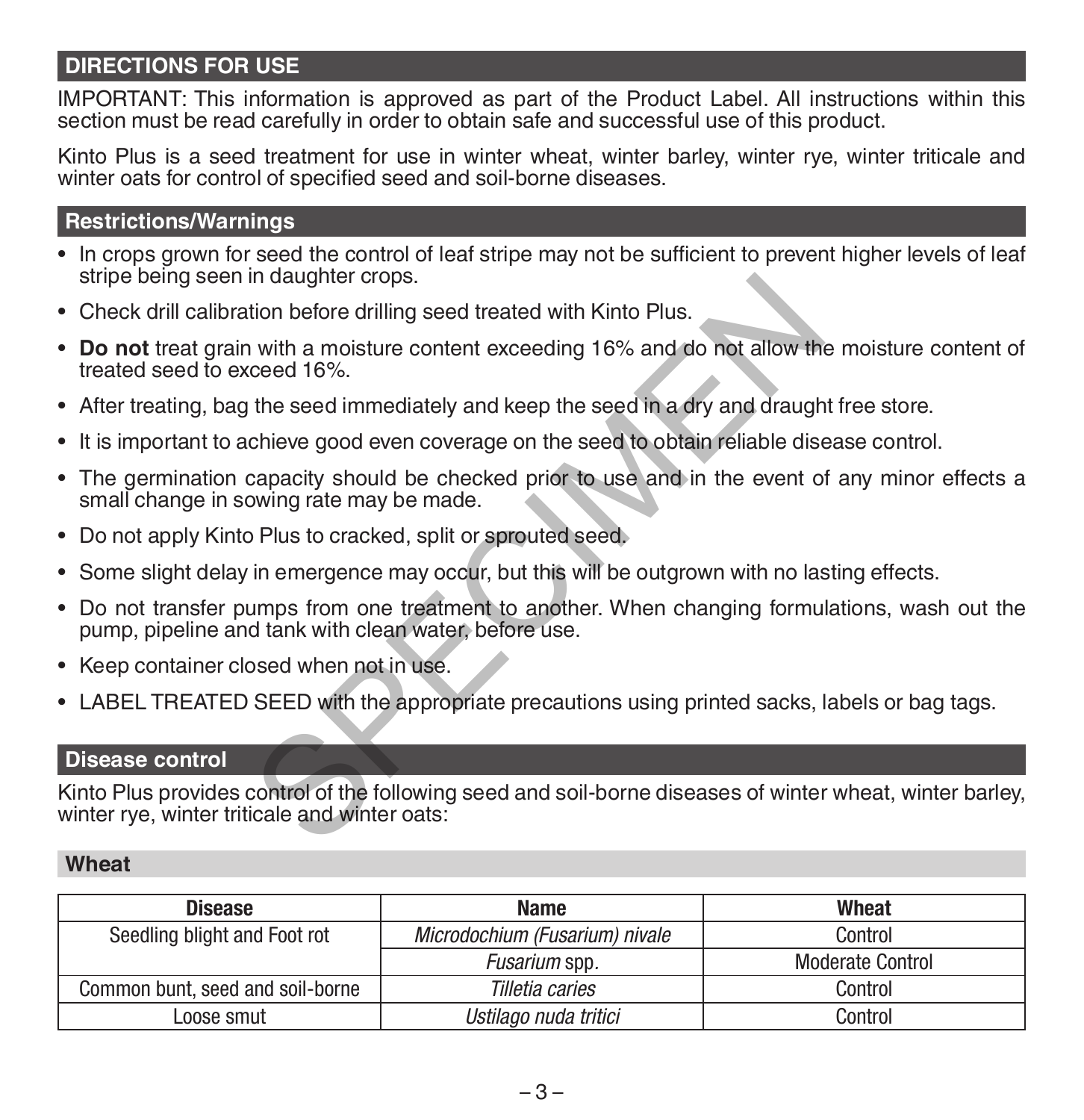## DIRECTIONS FOR USE

IMPORTANT: This information is approved as part of the Product Label. All instructions within this section must be read carefully in order to obtain safe and successful use of this product.

Kinto Plus is a seed treatment for use in winter wheat, winter barley, winter rye, winter triticale and winter oats for control of specified seed and soil-borne diseases.

### Restrictions/Warnings

- In crops grown for seed the control of leaf stripe may not be sufficient to prevent higher levels of leaf stripe being seen in daughter crops.
- Check drill calibration before drilling seed treated with Kinto Plus.
- **Do not** treat grain with a moisture content exceeding 16% and do not allow the moisture content of treated seed to exceed 16%.
- After treating, bag the seed immediately and keep the seed in a dry and draught free store.
- It is important to achieve good even coverage on the seed to obtain reliable disease control.
- The germination capacity should be checked prior to use and in the event of any minor effects a small change in sowing rate may be made.
- Do not apply Kinto Plus to cracked, split or sprouted seed.
- Some slight delay in emergence may occur, but this will be outgrown with no lasting effects.
- Do not transfer pumps from one treatment to another. When changing formulations, wash out the pump, pipeline and tank with clean water, before use.
- Keep container closed when not in use.
- LABEL TREATED SEED with the appropriate precautions using printed sacks, labels or bag tags.

### Disease control

Kinto Plus provides control of the following seed and soil-borne diseases of winter wheat, winter barley, winter rye, winter triticale and winter oats:

#### Wheat

| Disease | Name | Wheat |
|---|---|---|
| Seedling blight and Foot rot | *Microdochium (Fusarium) nivale* | Control |
| | *Fusarium* spp. | Moderate Control |
| Common bunt, seed and soil-borne | *Tilletia caries* | Control |
| Loose smut | *Ustilago nuda tritici* | Control |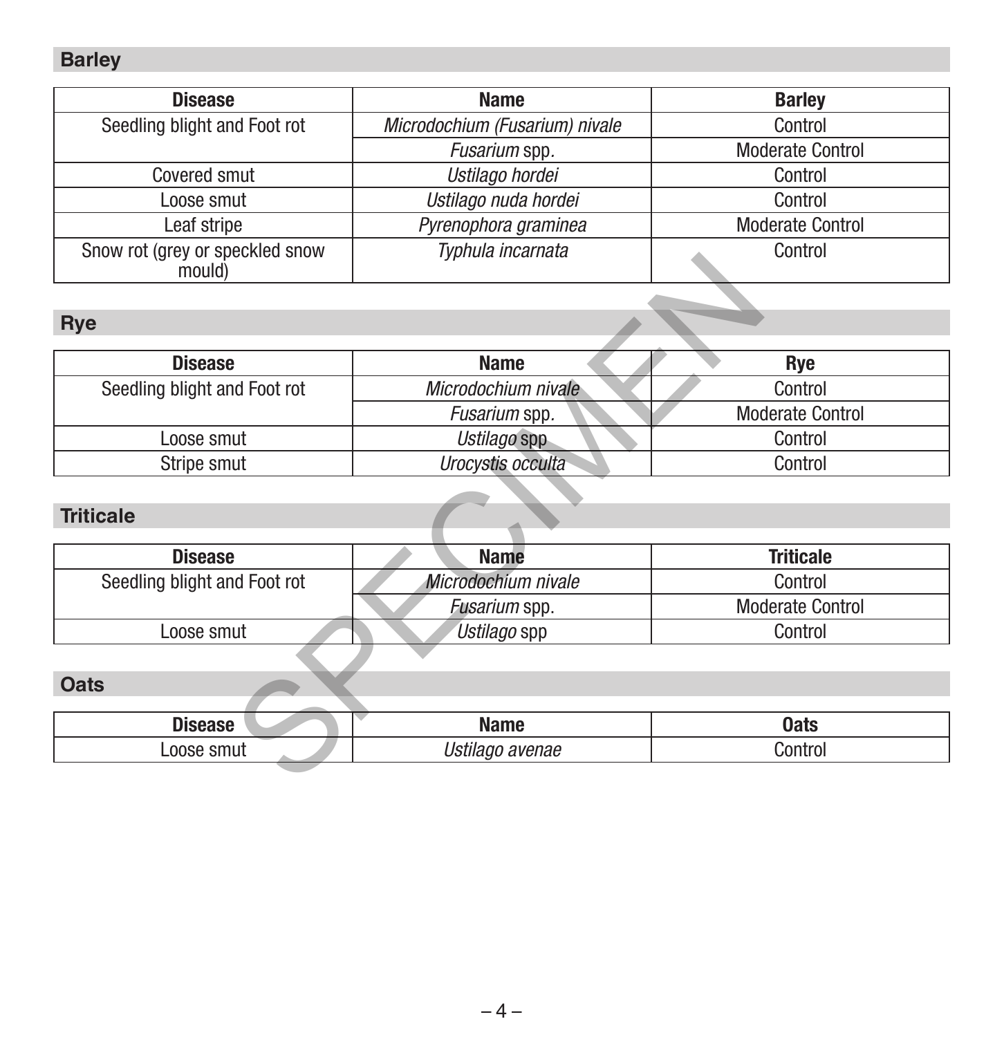## Barley

| Disease | Name | Barley |
|---|---|---|
| Seedling blight and Foot rot | *Microdochium (Fusarium) nivale* | Control |
| | *Fusarium* spp. | Moderate Control |
| Covered smut | *Ustilago hordei* | Control |
| Loose smut | *Ustilago nuda hordei* | Control |
| Leaf stripe | *Pyrenophora graminea* | Moderate Control |
| Snow rot (grey or speckled snow mould) | *Typhula incarnata* | Control |

## Rye

| Disease | Name | Rye |
|---|---|---|
| Seedling blight and Foot rot | *Microdochium nivale* | Control |
| | *Fusarium* spp. | Moderate Control |
| Loose smut | *Ustilago* spp | Control |
| Stripe smut | *Urocystis occulta* | Control |

## Triticale

| Disease | Name | Triticale |
|---|---|---|
| Seedling blight and Foot rot | *Microdochium nivale* | Control |
| | *Fusarium* spp. | Moderate Control |
| Loose smut | *Ustilago* spp | Control |

## Oats

| Disease | Name | Oats |
|---|---|---|
| Loose smut | *Ustilago avenae* | Control |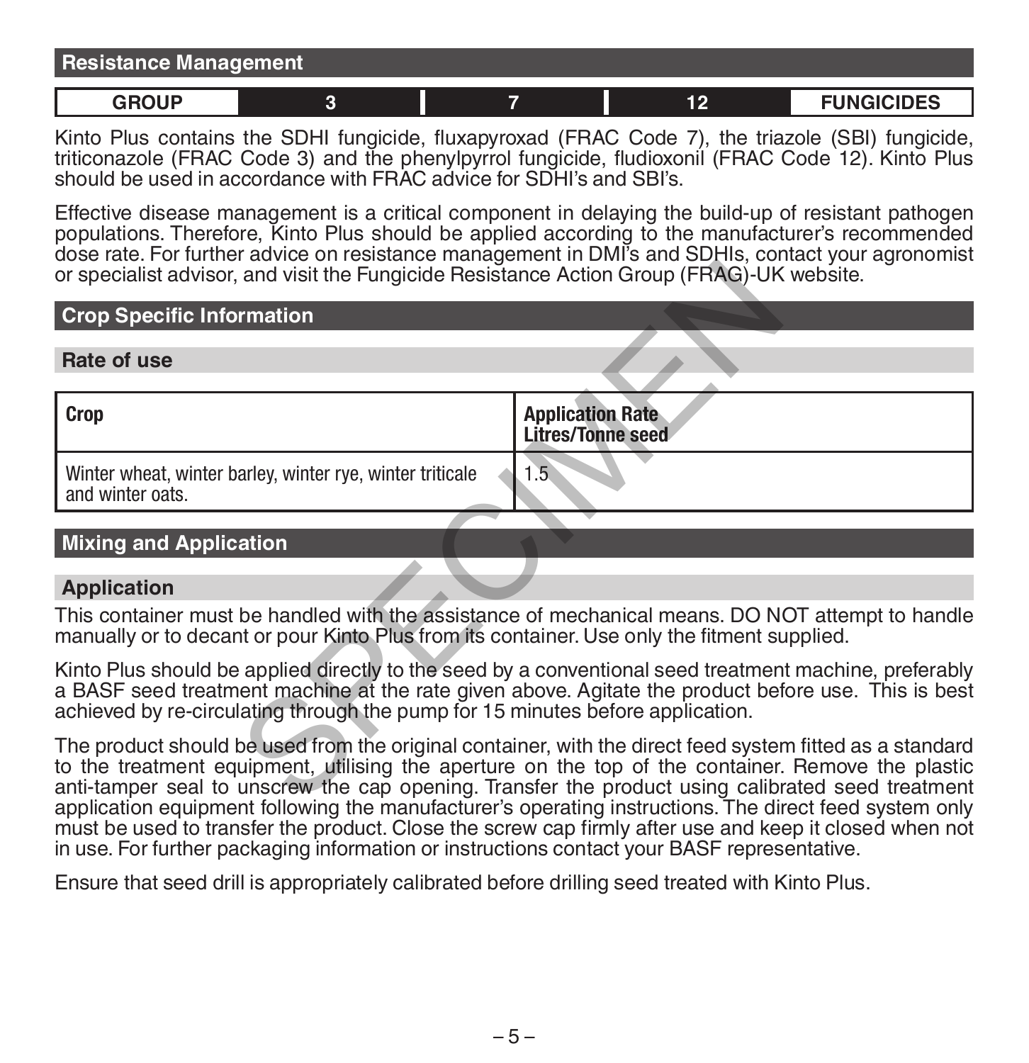## Resistance Management

| GROUP | 3 | 7 | 12 | FUNGICIDES |
|---|---|---|---|---|

Kinto Plus contains the SDHI fungicide, fluxapyroxad (FRAC Code 7), the triazole (SBI) fungicide, triticonazole (FRAC Code 3) and the phenylpyrrol fungicide, fludioxonil (FRAC Code 12). Kinto Plus should be used in accordance with FRAC advice for SDHI's and SBI's.

Effective disease management is a critical component in delaying the build-up of resistant pathogen populations. Therefore, Kinto Plus should be applied according to the manufacturer's recommended dose rate. For further advice on resistance management in DMI's and SDHIs, contact your agronomist or specialist advisor, and visit the Fungicide Resistance Action Group (FRAG)-UK website.

## Crop Specific Information

### Rate of use

| Crop | Application Rate Litres/Tonne seed |
|---|---|
| Winter wheat, winter barley, winter rye, winter triticale and winter oats. | 1.5 |

## Mixing and Application

### Application

This container must be handled with the assistance of mechanical means. DO NOT attempt to handle manually or to decant or pour Kinto Plus from its container. Use only the fitment supplied.

Kinto Plus should be applied directly to the seed by a conventional seed treatment machine, preferably a BASF seed treatment machine at the rate given above. Agitate the product before use. This is best achieved by re-circulating through the pump for 15 minutes before application.

The product should be used from the original container, with the direct feed system fitted as a standard to the treatment equipment, utilising the aperture on the top of the container. Remove the plastic anti-tamper seal to unscrew the cap opening. Transfer the product using calibrated seed treatment application equipment following the manufacturer's operating instructions. The direct feed system only must be used to transfer the product. Close the screw cap firmly after use and keep it closed when not in use. For further packaging information or instructions contact your BASF representative.

Ensure that seed drill is appropriately calibrated before drilling seed treated with Kinto Plus.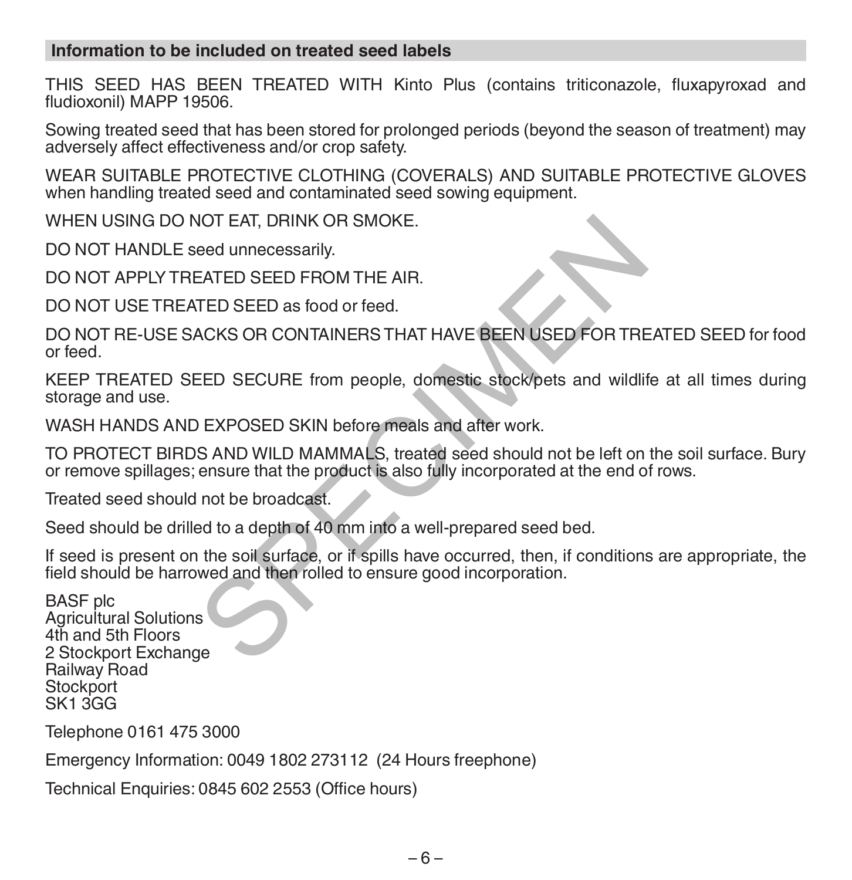## Information to be included on treated seed labels

THIS SEED HAS BEEN TREATED WITH Kinto Plus (contains triticonazole, fluxapyroxad and fludioxonil) MAPP 19506.

Sowing treated seed that has been stored for prolonged periods (beyond the season of treatment) may adversely affect effectiveness and/or crop safety.

WEAR SUITABLE PROTECTIVE CLOTHING (COVERALS) AND SUITABLE PROTECTIVE GLOVES when handling treated seed and contaminated seed sowing equipment.

WHEN USING DO NOT EAT, DRINK OR SMOKE.

DO NOT HANDLE seed unnecessarily.

DO NOT APPLY TREATED SEED FROM THE AIR.

DO NOT USE TREATED SEED as food or feed.

DO NOT RE-USE SACKS OR CONTAINERS THAT HAVE BEEN USED FOR TREATED SEED for food or feed.

KEEP TREATED SEED SECURE from people, domestic stock/pets and wildlife at all times during storage and use.

WASH HANDS AND EXPOSED SKIN before meals and after work.

TO PROTECT BIRDS AND WILD MAMMALS, treated seed should not be left on the soil surface. Bury or remove spillages; ensure that the product is also fully incorporated at the end of rows.

Treated seed should not be broadcast.

Seed should be drilled to a depth of 40 mm into a well-prepared seed bed.

If seed is present on the soil surface, or if spills have occurred, then, if conditions are appropriate, the field should be harrowed and then rolled to ensure good incorporation.

BASF plc
Agricultural Solutions
4th and 5th Floors
2 Stockport Exchange
Railway Road
Stockport
SK1 3GG

Telephone 0161 475 3000

Emergency Information: 0049 1802 273112 (24 Hours freephone)

Technical Enquiries: 0845 602 2553 (Office hours)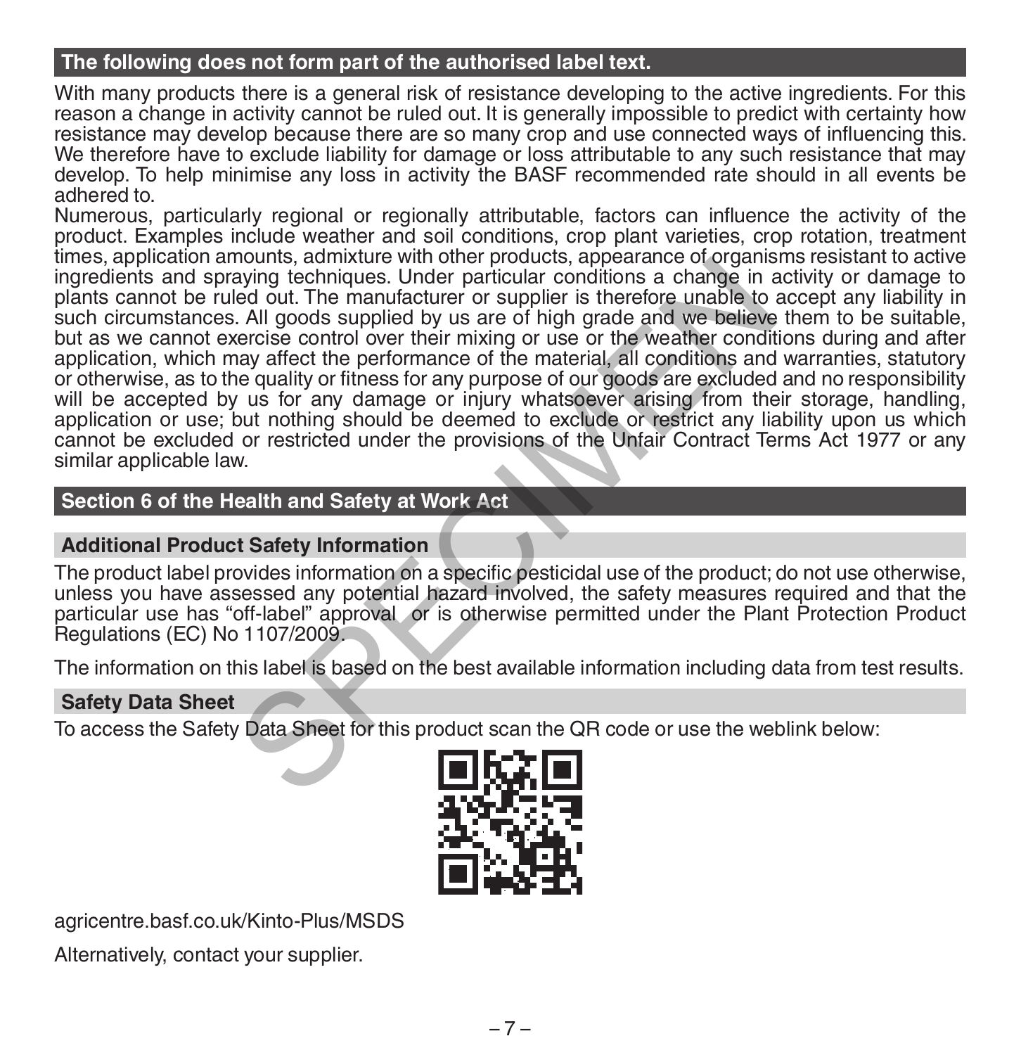## The following does not form part of the authorised label text.

With many products there is a general risk of resistance developing to the active ingredients. For this reason a change in activity cannot be ruled out. It is generally impossible to predict with certainty how resistance may develop because there are so many crop and use connected ways of influencing this. We therefore have to exclude liability for damage or loss attributable to any such resistance that may develop. To help minimise any loss in activity the BASF recommended rate should in all events be adhered to.

Numerous, particularly regional or regionally attributable, factors can influence the activity of the product. Examples include weather and soil conditions, crop plant varieties, crop rotation, treatment times, application amounts, admixture with other products, appearance of organisms resistant to active ingredients and spraying techniques. Under particular conditions a change in activity or damage to plants cannot be ruled out. The manufacturer or supplier is therefore unable to accept any liability in such circumstances. All goods supplied by us are of high grade and we believe them to be suitable, but as we cannot exercise control over their mixing or use or the weather conditions during and after application, which may affect the performance of the material, all conditions and warranties, statutory or otherwise, as to the quality or fitness for any purpose of our goods are excluded and no responsibility will be accepted by us for any damage or injury whatsoever arising from their storage, handling, application or use; but nothing should be deemed to exclude or restrict any liability upon us which cannot be excluded or restricted under the provisions of the Unfair Contract Terms Act 1977 or any similar applicable law.

## Section 6 of the Health and Safety at Work Act

### Additional Product Safety Information

The product label provides information on a specific pesticidal use of the product; do not use otherwise, unless you have assessed any potential hazard involved, the safety measures required and that the particular use has "off-label" approval or is otherwise permitted under the Plant Protection Product Regulations (EC) No 1107/2009.

The information on this label is based on the best available information including data from test results.

### Safety Data Sheet

To access the Safety Data Sheet for this product scan the QR code or use the weblink below:

agricentre.basf.co.uk/Kinto-Plus/MSDS

Alternatively, contact your supplier.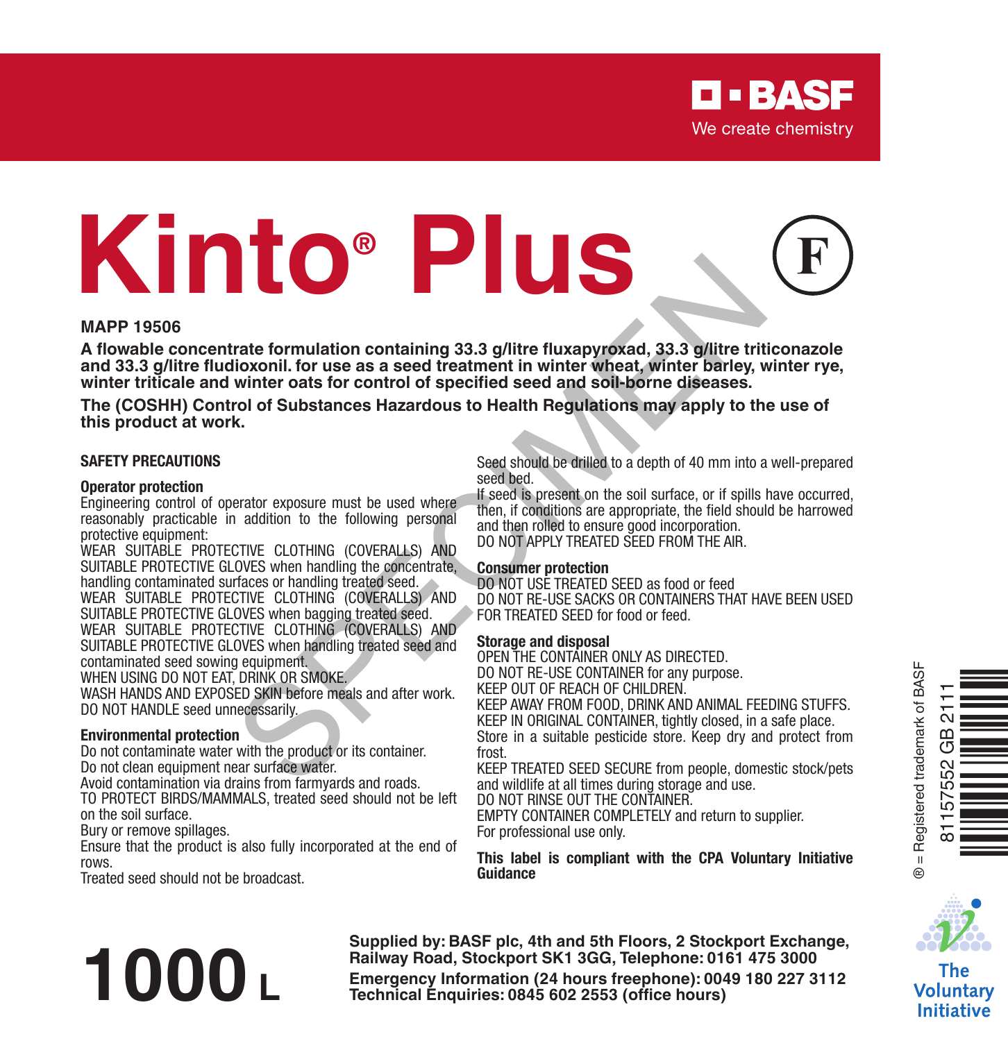BASF
We create chemistry

# Kinto® Plus

F

**MAPP 19506**

**A flowable concentrate formulation containing 33.3 g/litre fluxapyroxad, 33.3 g/litre triticonazole and 33.3 g/litre fludioxonil. for use as a seed treatment in winter wheat, winter barley, winter rye, winter triticale and winter oats for control of specified seed and soil-borne diseases.**

**The (COSHH) Control of Substances Hazardous to Health Regulations may apply to the use of this product at work.**

SPECIMEN

### SAFETY PRECAUTIONS

**Operator protection**

Engineering control of operator exposure must be used where reasonably practicable in addition to the following personal protective equipment:

WEAR SUITABLE PROTECTIVE CLOTHING (COVERALLS) AND SUITABLE PROTECTIVE GLOVES when handling the concentrate, handling contaminated surfaces or handling treated seed.

WEAR SUITABLE PROTECTIVE CLOTHING (COVERALLS) AND SUITABLE PROTECTIVE GLOVES when bagging treated seed.

WEAR SUITABLE PROTECTIVE CLOTHING (COVERALLS) AND SUITABLE PROTECTIVE GLOVES when handling treated seed and contaminated seed sowing equipment.

WHEN USING DO NOT EAT, DRINK OR SMOKE.

WASH HANDS AND EXPOSED SKIN before meals and after work.

DO NOT HANDLE seed unnecessarily.

**Environmental protection**

Do not contaminate water with the product or its container.

Do not clean equipment near surface water.

Avoid contamination via drains from farmyards and roads.

TO PROTECT BIRDS/MAMMALS, treated seed should not be left on the soil surface.

Bury or remove spillages.

Ensure that the product is also fully incorporated at the end of rows.

Treated seed should not be broadcast.

Seed should be drilled to a depth of 40 mm into a well-prepared seed bed.

If seed is present on the soil surface, or if spills have occurred, then, if conditions are appropriate, the field should be harrowed and then rolled to ensure good incorporation.

DO NOT APPLY TREATED SEED FROM THE AIR.

**Consumer protection**

DO NOT USE TREATED SEED as food or feed

DO NOT RE-USE SACKS OR CONTAINERS THAT HAVE BEEN USED FOR TREATED SEED for food or feed.

**Storage and disposal**

OPEN THE CONTAINER ONLY AS DIRECTED.

DO NOT RE-USE CONTAINER for any purpose.

KEEP OUT OF REACH OF CHILDREN.

KEEP AWAY FROM FOOD, DRINK AND ANIMAL FEEDING STUFFS.

KEEP IN ORIGINAL CONTAINER, tightly closed, in a safe place.

Store in a suitable pesticide store. Keep dry and protect from frost.

KEEP TREATED SEED SECURE from people, domestic stock/pets and wildlife at all times during storage and use.

DO NOT RINSE OUT THE CONTAINER.

EMPTY CONTAINER COMPLETELY and return to supplier.

For professional use only.

**This label is compliant with the CPA Voluntary Initiative Guidance**

® = Registered trademark of BASF

81157552 GB 2111

# 1000 L

**Supplied by: BASF plc, 4th and 5th Floors, 2 Stockport Exchange, Railway Road, Stockport SK1 3GG, Telephone: 0161 475 3000**

**Emergency Information (24 hours freephone): 0049 180 227 3112**

**Technical Enquiries: 0845 602 2553 (office hours)**

The Voluntary Initiative